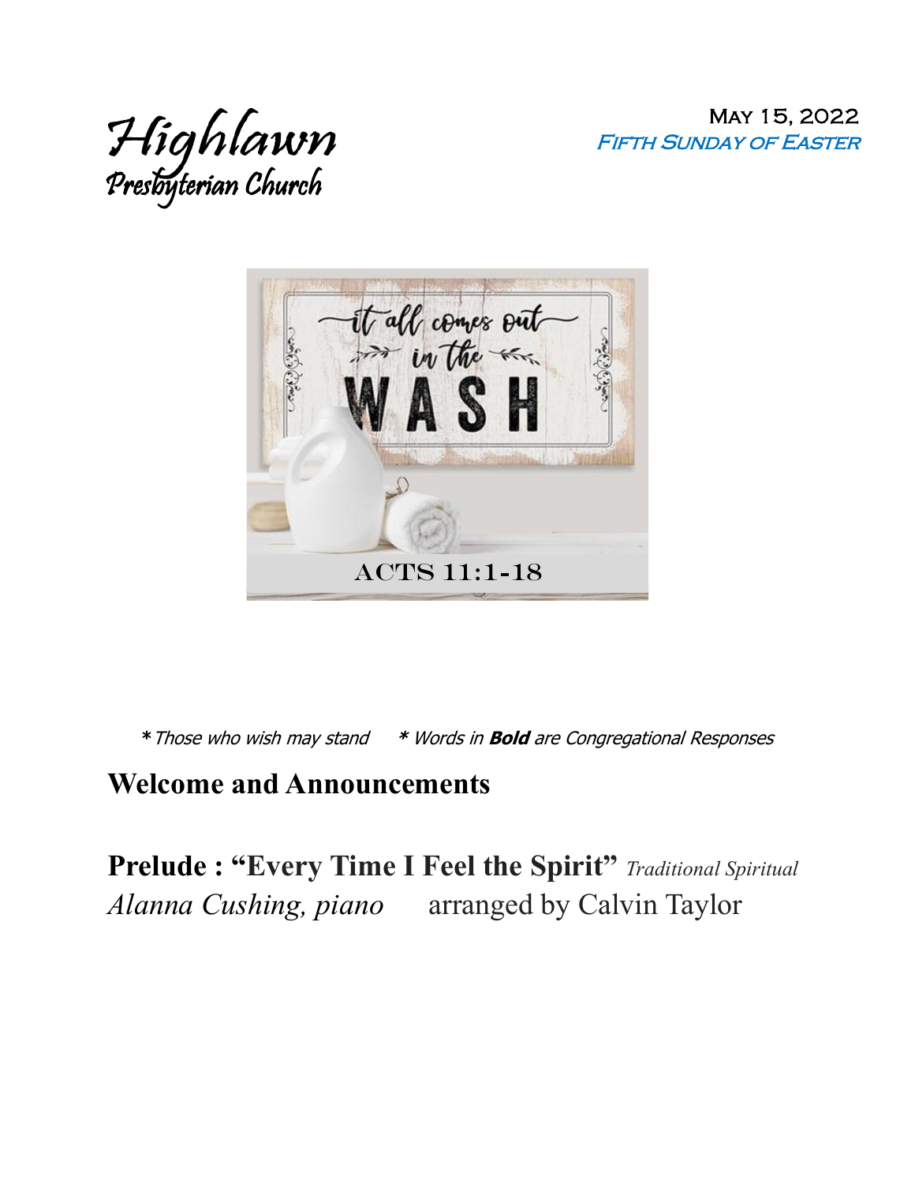# Highlawn
## Presbyterian Church

May 15, 2022
*Fifth Sunday of Easter*

it all comes out in the WASH

ACTS 11:1-18

*\* Those who wish may stand* *\* Words in **Bold** are Congregational Responses*

## Welcome and Announcements

**Prelude : "Every Time I Feel the Spirit"** *Traditional Spiritual*
*Alanna Cushing, piano* arranged by Calvin Taylor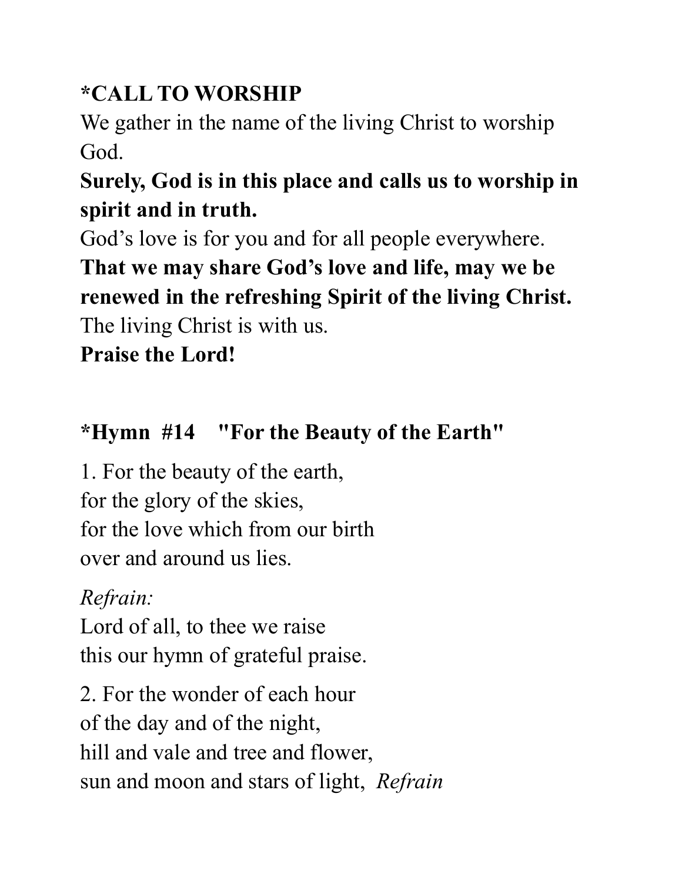**\*CALL TO WORSHIP**

We gather in the name of the living Christ to worship God.

**Surely, God is in this place and calls us to worship in spirit and in truth.**

God's love is for you and for all people everywhere.

**That we may share God's love and life, may we be renewed in the refreshing Spirit of the living Christ.**

The living Christ is with us.

**Praise the Lord!**

**\*Hymn #14 "For the Beauty of the Earth"**

1. For the beauty of the earth,
for the glory of the skies,
for the love which from our birth
over and around us lies.

*Refrain:*
Lord of all, to thee we raise
this our hymn of grateful praise.

2. For the wonder of each hour
of the day and of the night,
hill and vale and tree and flower,
sun and moon and stars of light, *Refrain*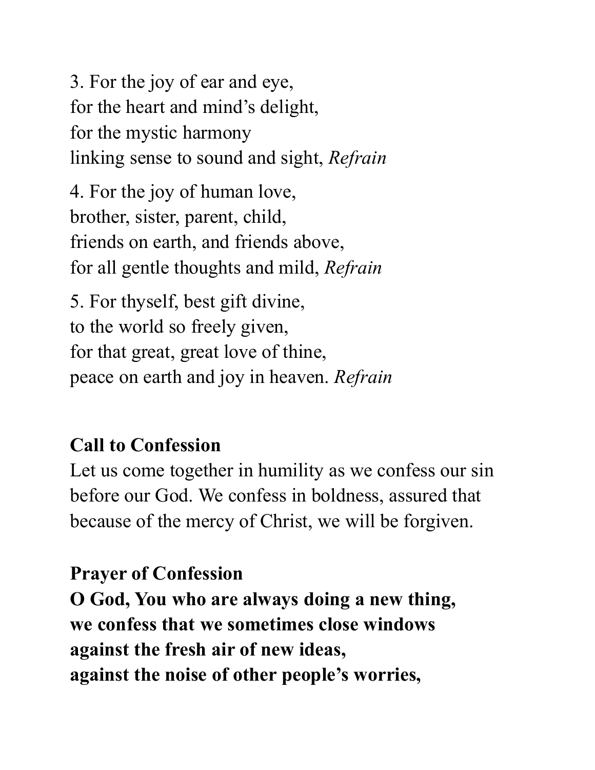3. For the joy of ear and eye,
for the heart and mind's delight,
for the mystic harmony
linking sense to sound and sight, *Refrain*

4. For the joy of human love,
brother, sister, parent, child,
friends on earth, and friends above,
for all gentle thoughts and mild, *Refrain*

5. For thyself, best gift divine,
to the world so freely given,
for that great, great love of thine,
peace on earth and joy in heaven. *Refrain*

**Call to Confession**

Let us come together in humility as we confess our sin before our God. We confess in boldness, assured that because of the mercy of Christ, we will be forgiven.

**Prayer of Confession**

**O God, You who are always doing a new thing,**
**we confess that we sometimes close windows**
**against the fresh air of new ideas,**
**against the noise of other people's worries,**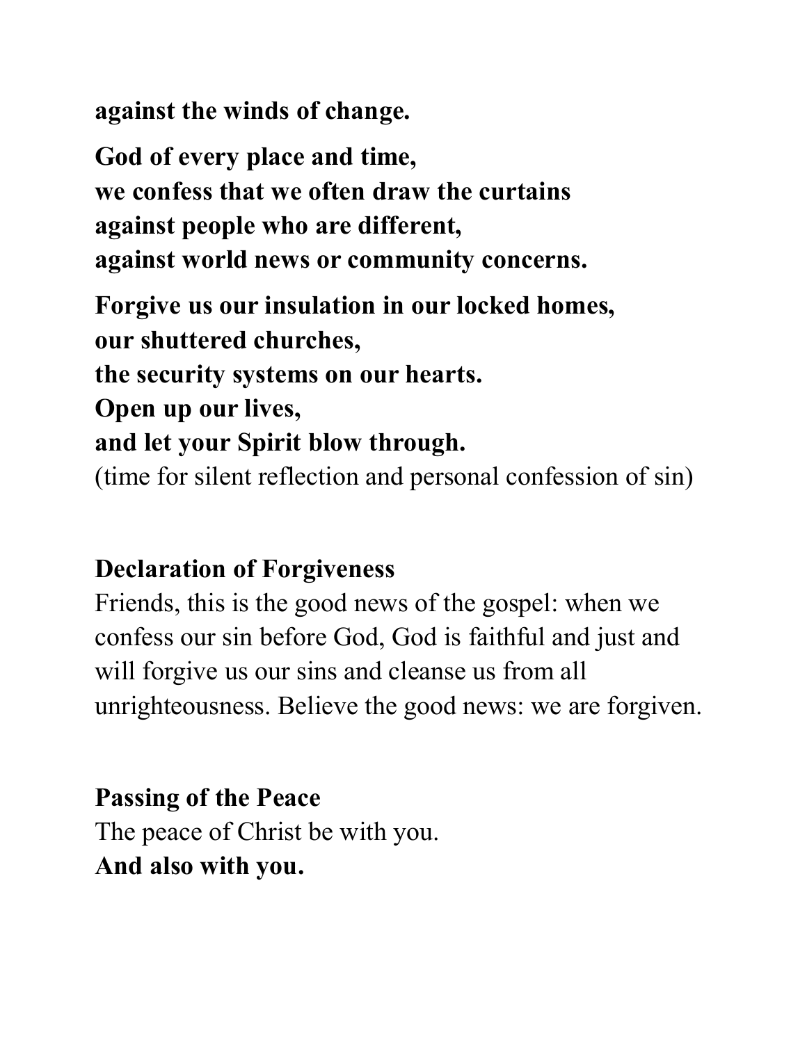**against the winds of change.**

**God of every place and time,**
**we confess that we often draw the curtains**
**against people who are different,**
**against world news or community concerns.**

**Forgive us our insulation in our locked homes,**
**our shuttered churches,**
**the security systems on our hearts.**
**Open up our lives,**
**and let your Spirit blow through.**
(time for silent reflection and personal confession of sin)

**Declaration of Forgiveness**

Friends, this is the good news of the gospel: when we confess our sin before God, God is faithful and just and will forgive us our sins and cleanse us from all unrighteousness. Believe the good news: we are forgiven.

**Passing of the Peace**

The peace of Christ be with you.
**And also with you.**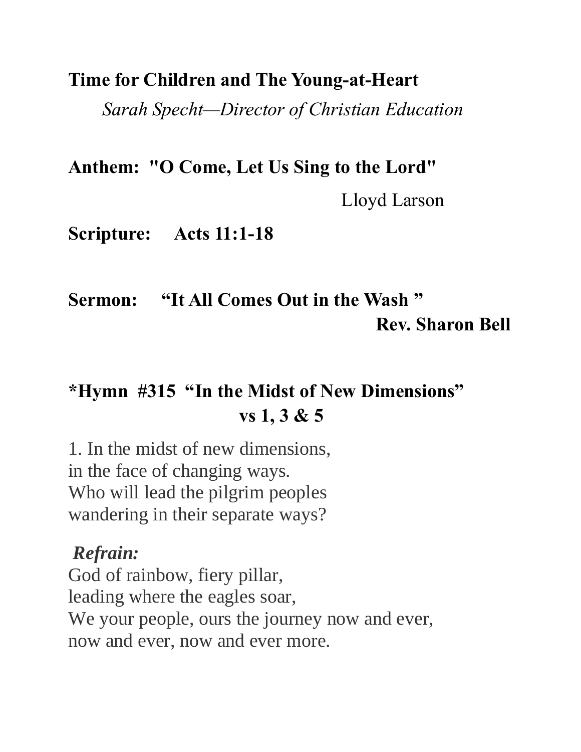**Time for Children and The Young-at-Heart**

*Sarah Specht—Director of Christian Education*

**Anthem: "O Come, Let Us Sing to the Lord"**

Lloyd Larson

**Scripture: Acts 11:1-18**

**Sermon: "It All Comes Out in the Wash "**

**Rev. Sharon Bell**

**\*Hymn #315 "In the Midst of New Dimensions"**
**vs 1, 3 & 5**

1. In the midst of new dimensions,
in the face of changing ways.
Who will lead the pilgrim peoples
wandering in their separate ways?

***Refrain:***
God of rainbow, fiery pillar,
leading where the eagles soar,
We your people, ours the journey now and ever,
now and ever, now and ever more.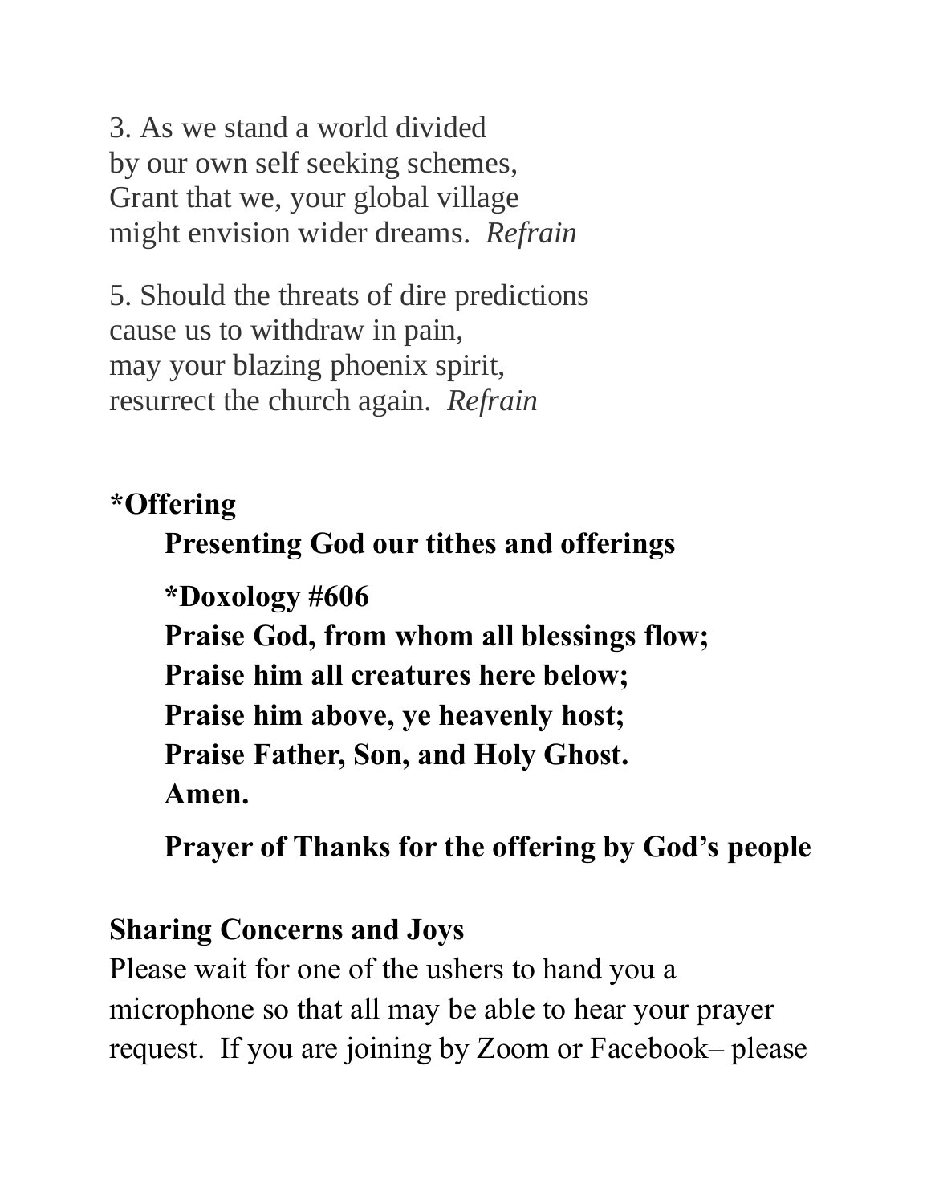3. As we stand a world divided
by our own self seeking schemes,
Grant that we, your global village
might envision wider dreams.  *Refrain*

5. Should the threats of dire predictions
cause us to withdraw in pain,
may your blazing phoenix spirit,
resurrect the church again.  *Refrain*

**\*Offering**

**Presenting God our tithes and offerings**

**\*Doxology #606**
**Praise God, from whom all blessings flow;**
**Praise him all creatures here below;**
**Praise him above, ye heavenly host;**
**Praise Father, Son, and Holy Ghost.**
**Amen.**

**Prayer of Thanks for the offering by God's people**

**Sharing Concerns and Joys**

Please wait for one of the ushers to hand you a microphone so that all may be able to hear your prayer request.  If you are joining by Zoom or Facebook– please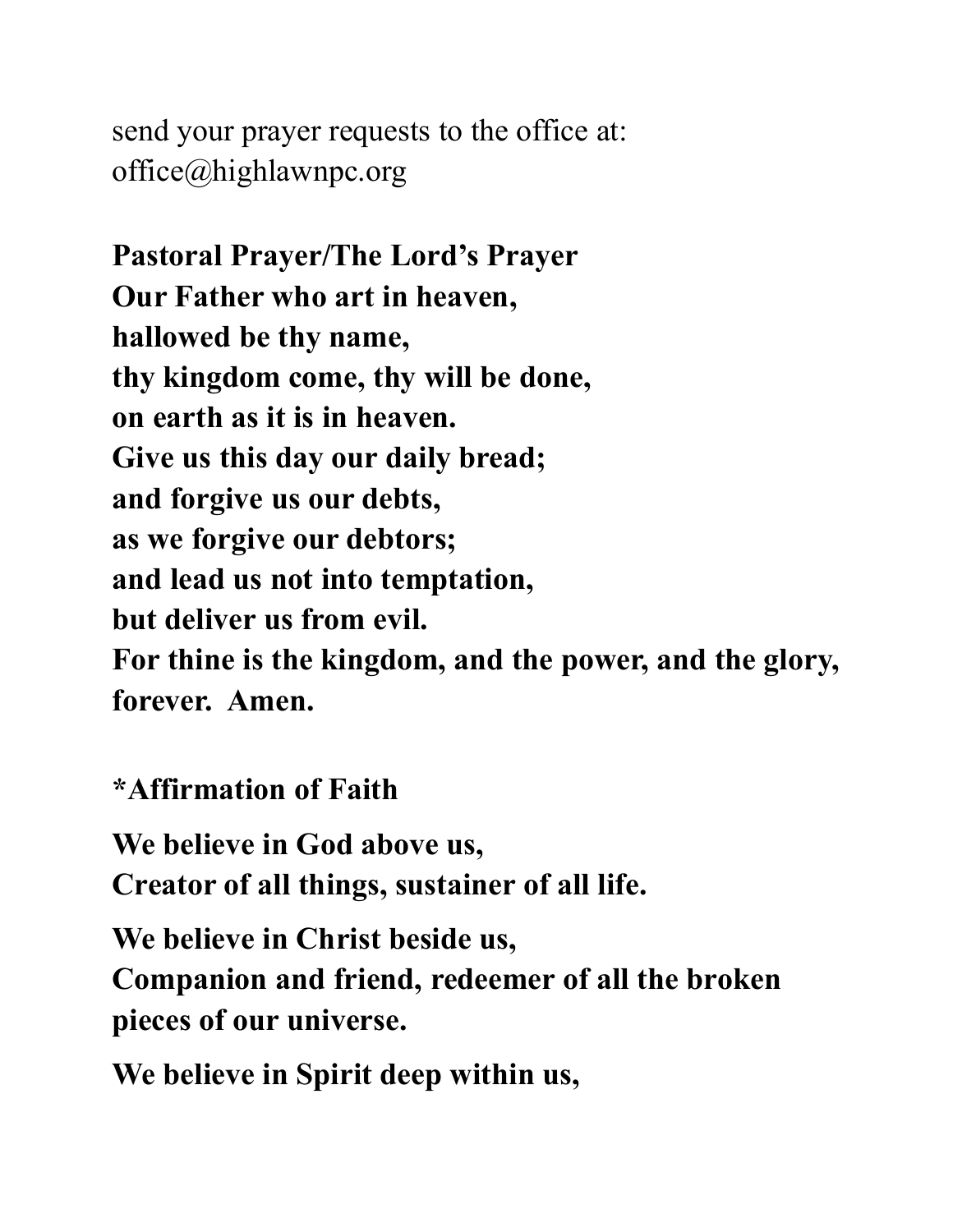send your prayer requests to the office at:
office@highlawnpc.org

**Pastoral Prayer/The Lord's Prayer**
**Our Father who art in heaven,**
**hallowed be thy name,**
**thy kingdom come, thy will be done,**
**on earth as it is in heaven.**
**Give us this day our daily bread;**
**and forgive us our debts,**
**as we forgive our debtors;**
**and lead us not into temptation,**
**but deliver us from evil.**
**For thine is the kingdom, and the power, and the glory,**
**forever. Amen.**

**\*Affirmation of Faith**

**We believe in God above us,**
**Creator of all things, sustainer of all life.**

**We believe in Christ beside us,**
**Companion and friend, redeemer of all the broken pieces of our universe.**

**We believe in Spirit deep within us,**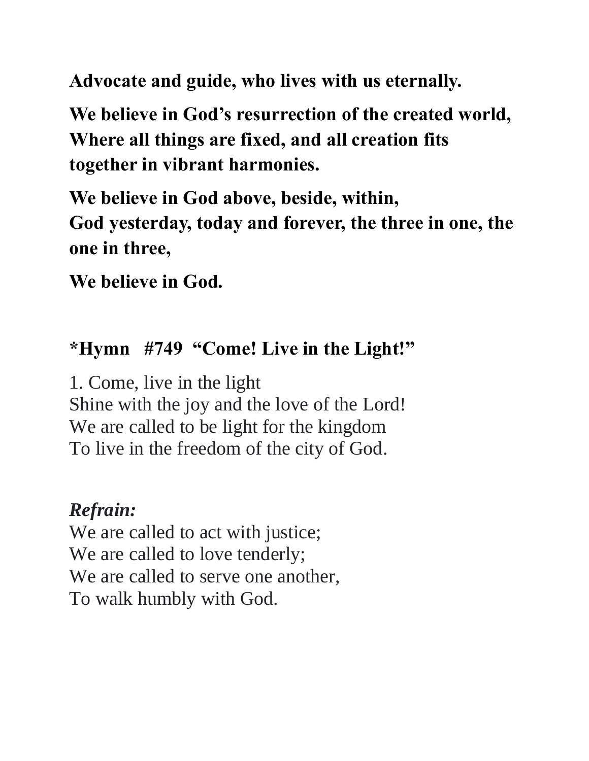**Advocate and guide, who lives with us eternally.**

**We believe in God's resurrection of the created world, Where all things are fixed, and all creation fits together in vibrant harmonies.**

**We believe in God above, beside, within,**
**God yesterday, today and forever, the three in one, the one in three,**

**We believe in God.**

## *Hymn #749 "Come! Live in the Light!"

1. Come, live in the light
Shine with the joy and the love of the Lord!
We are called to be light for the kingdom
To live in the freedom of the city of God.

***Refrain:***
We are called to act with justice;
We are called to love tenderly;
We are called to serve one another,
To walk humbly with God.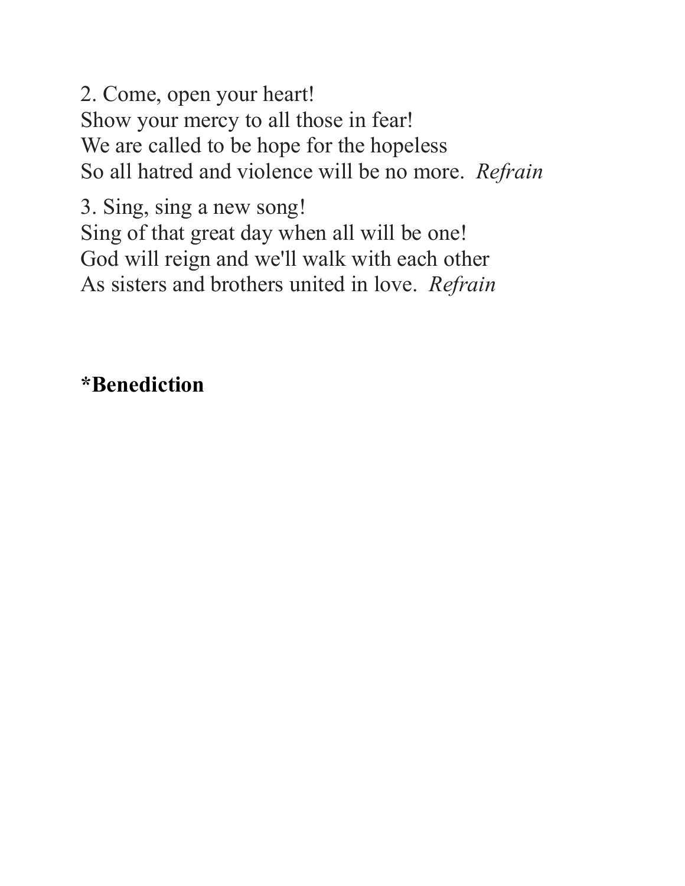2. Come, open your heart!
Show your mercy to all those in fear!
We are called to be hope for the hopeless
So all hatred and violence will be no more. *Refrain*

3. Sing, sing a new song!
Sing of that great day when all will be one!
God will reign and we'll walk with each other
As sisters and brothers united in love. *Refrain*

**\*Benediction**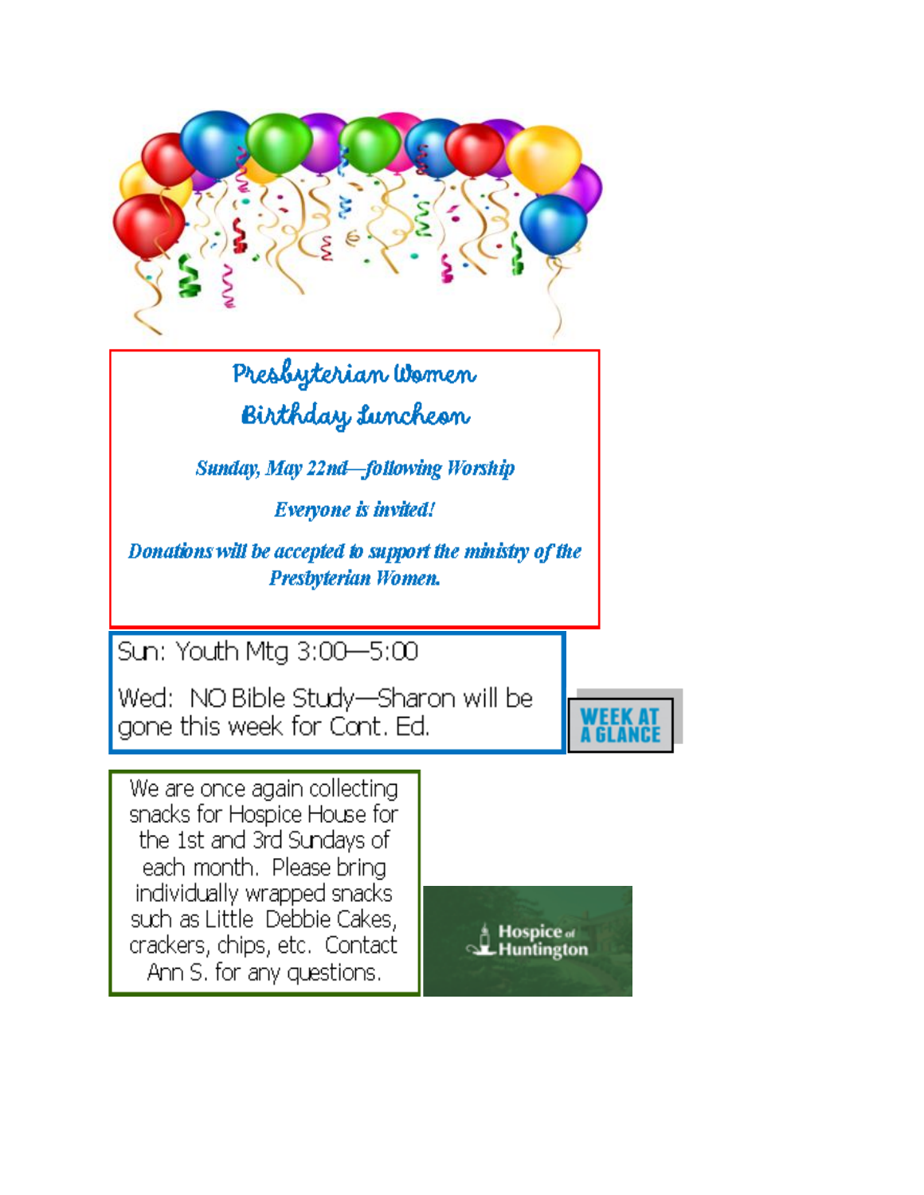## Presbyterian Women
## Birthday Luncheon

***Sunday, May 22nd—following Worship***

***Everyone is invited!***

***Donations will be accepted to support the ministry of the Presbyterian Women.***

Sun: Youth Mtg 3:00—5:00

Wed: NO Bible Study—Sharon will be gone this week for Cont. Ed.

WEEK AT A GLANCE

We are once again collecting snacks for Hospice House for the 1st and 3rd Sundays of each month. Please bring individually wrapped snacks such as Little Debbie Cakes, crackers, chips, etc. Contact Ann S. for any questions.

Hospice of Huntington